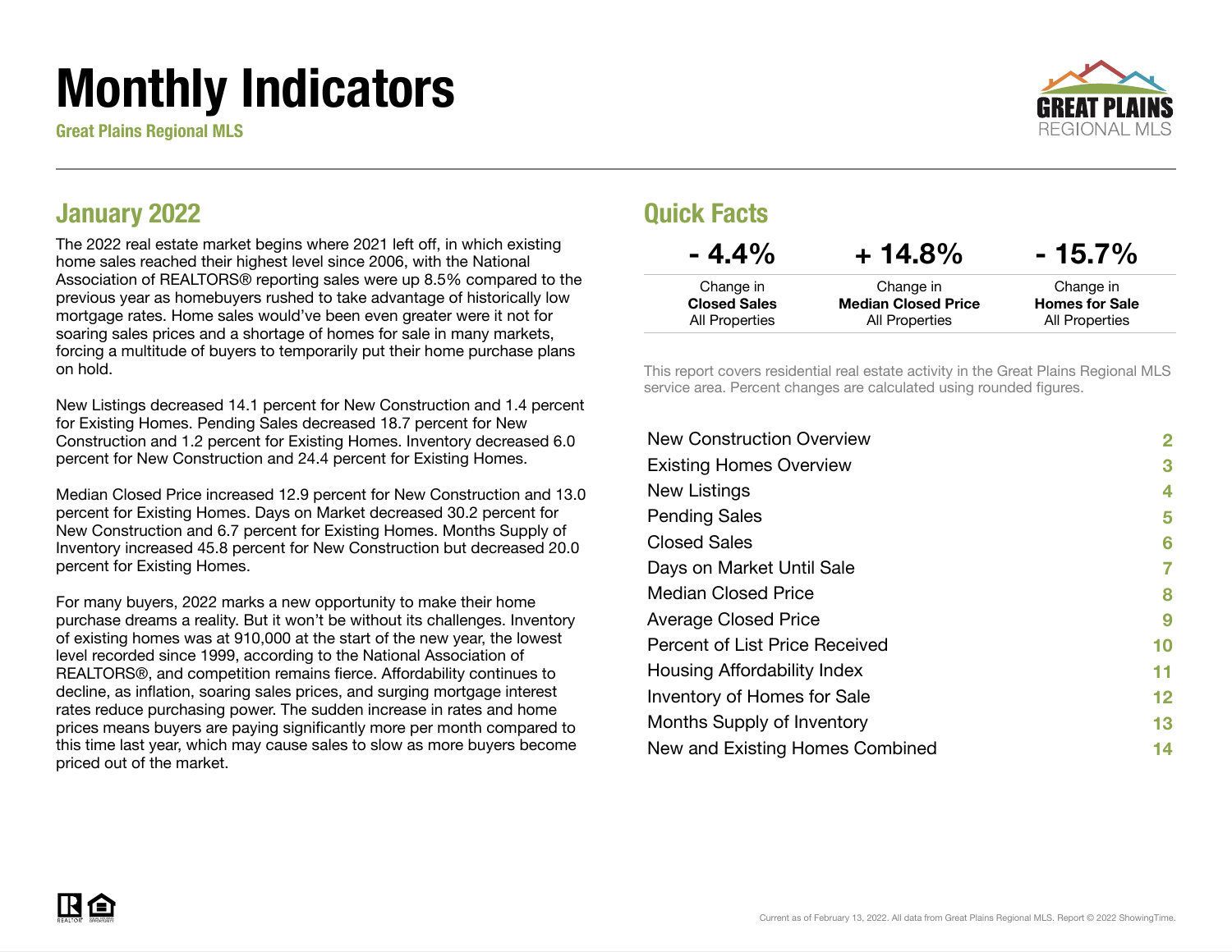# Monthly Indicators

Great Plains Regional MLS

## January 2022

The 2022 real estate market begins where 2021 left off, in which existing home sales reached their highest level since 2006, with the National Association of REALTORS® reporting sales were up 8.5% compared to the previous year as homebuyers rushed to take advantage of historically low mortgage rates. Home sales would've been even greater were it not for soaring sales prices and a shortage of homes for sale in many markets, forcing a multitude of buyers to temporarily put their home purchase plans on hold.

New Listings decreased 14.1 percent for New Construction and 1.4 percent for Existing Homes. Pending Sales decreased 18.7 percent for New Construction and 1.2 percent for Existing Homes. Inventory decreased 6.0 percent for New Construction and 24.4 percent for Existing Homes.

Median Closed Price increased 12.9 percent for New Construction and 13.0 percent for Existing Homes. Days on Market decreased 30.2 percent for New Construction and 6.7 percent for Existing Homes. Months Supply of Inventory increased 45.8 percent for New Construction but decreased 20.0 percent for Existing Homes.

For many buyers, 2022 marks a new opportunity to make their home purchase dreams a reality. But it won't be without its challenges. Inventory of existing homes was at 910,000 at the start of the new year, the lowest level recorded since 1999, according to the National Association of REALTORS®, and competition remains fierce. Affordability continues to decline, as inflation, soaring sales prices, and surging mortgage interest rates reduce purchasing power. The sudden increase in rates and home prices means buyers are paying significantly more per month compared to this time last year, which may cause sales to slow as more buyers become priced out of the market.

## Quick Facts

| - 4.4% | + 14.8% | - 15.7% |
| --- | --- | --- |
| Change in **Closed Sales** All Properties | Change in **Median Closed Price** All Properties | Change in **Homes for Sale** All Properties |

This report covers residential real estate activity in the Great Plains Regional MLS service area. Percent changes are calculated using rounded figures.

| | |
| --- | --- |
| New Construction Overview | 2 |
| Existing Homes Overview | 3 |
| New Listings | 4 |
| Pending Sales | 5 |
| Closed Sales | 6 |
| Days on Market Until Sale | 7 |
| Median Closed Price | 8 |
| Average Closed Price | 9 |
| Percent of List Price Received | 10 |
| Housing Affordability Index | 11 |
| Inventory of Homes for Sale | 12 |
| Months Supply of Inventory | 13 |
| New and Existing Homes Combined | 14 |

Current as of February 13, 2022. All data from Great Plains Regional MLS. Report © 2022 ShowingTime.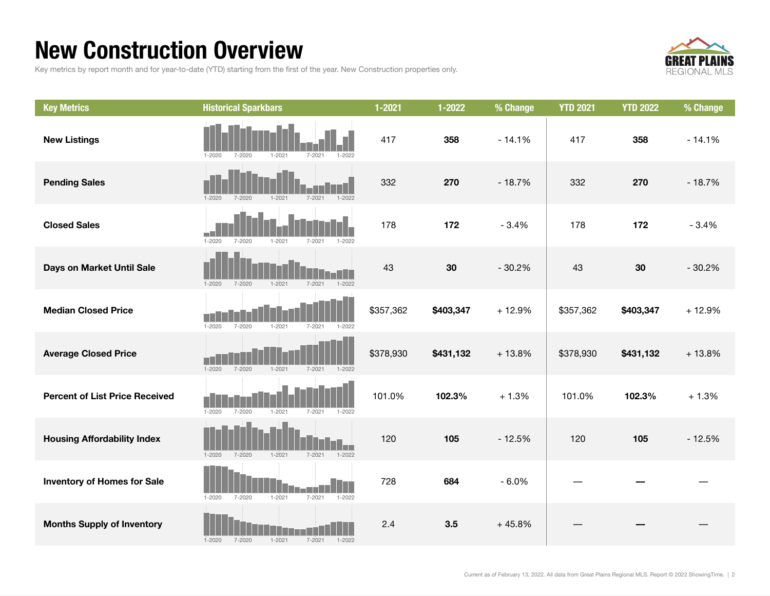# New Construction Overview

Key metrics by report month and for year-to-date (YTD) starting from the first of the year. New Construction properties only.

| Key Metrics | Historical Sparkbars | 1-2021 | 1-2022 | % Change | YTD 2021 | YTD 2022 | % Change |
|---|---|---|---|---|---|---|---|
| New Listings | 1-2020 7-2020 1-2021 7-2021 1-2022 | 417 | **358** | - 14.1% | 417 | **358** | - 14.1% |
| Pending Sales | 1-2020 7-2020 1-2021 7-2021 1-2022 | 332 | **270** | - 18.7% | 332 | **270** | - 18.7% |
| Closed Sales | 1-2020 7-2020 1-2021 7-2021 1-2022 | 178 | **172** | - 3.4% | 178 | **172** | - 3.4% |
| Days on Market Until Sale | 1-2020 7-2020 1-2021 7-2021 1-2022 | 43 | **30** | - 30.2% | 43 | **30** | - 30.2% |
| Median Closed Price | 1-2020 7-2020 1-2021 7-2021 1-2022 | $357,362 | **$403,347** | + 12.9% | $357,362 | **$403,347** | + 12.9% |
| Average Closed Price | 1-2020 7-2020 1-2021 7-2021 1-2022 | $378,930 | **$431,132** | + 13.8% | $378,930 | **$431,132** | + 13.8% |
| Percent of List Price Received | 1-2020 7-2020 1-2021 7-2021 1-2022 | 101.0% | **102.3%** | + 1.3% | 101.0% | **102.3%** | + 1.3% |
| Housing Affordability Index | 1-2020 7-2020 1-2021 7-2021 1-2022 | 120 | **105** | - 12.5% | 120 | **105** | - 12.5% |
| Inventory of Homes for Sale | 1-2020 7-2020 1-2021 7-2021 1-2022 | 728 | **684** | - 6.0% | — | **—** | — |
| Months Supply of Inventory | 1-2020 7-2020 1-2021 7-2021 1-2022 | 2.4 | **3.5** | + 45.8% | — | **—** | — |

Current as of February 13, 2022. All data from Great Plains Regional MLS. Report © 2022 ShowingTime.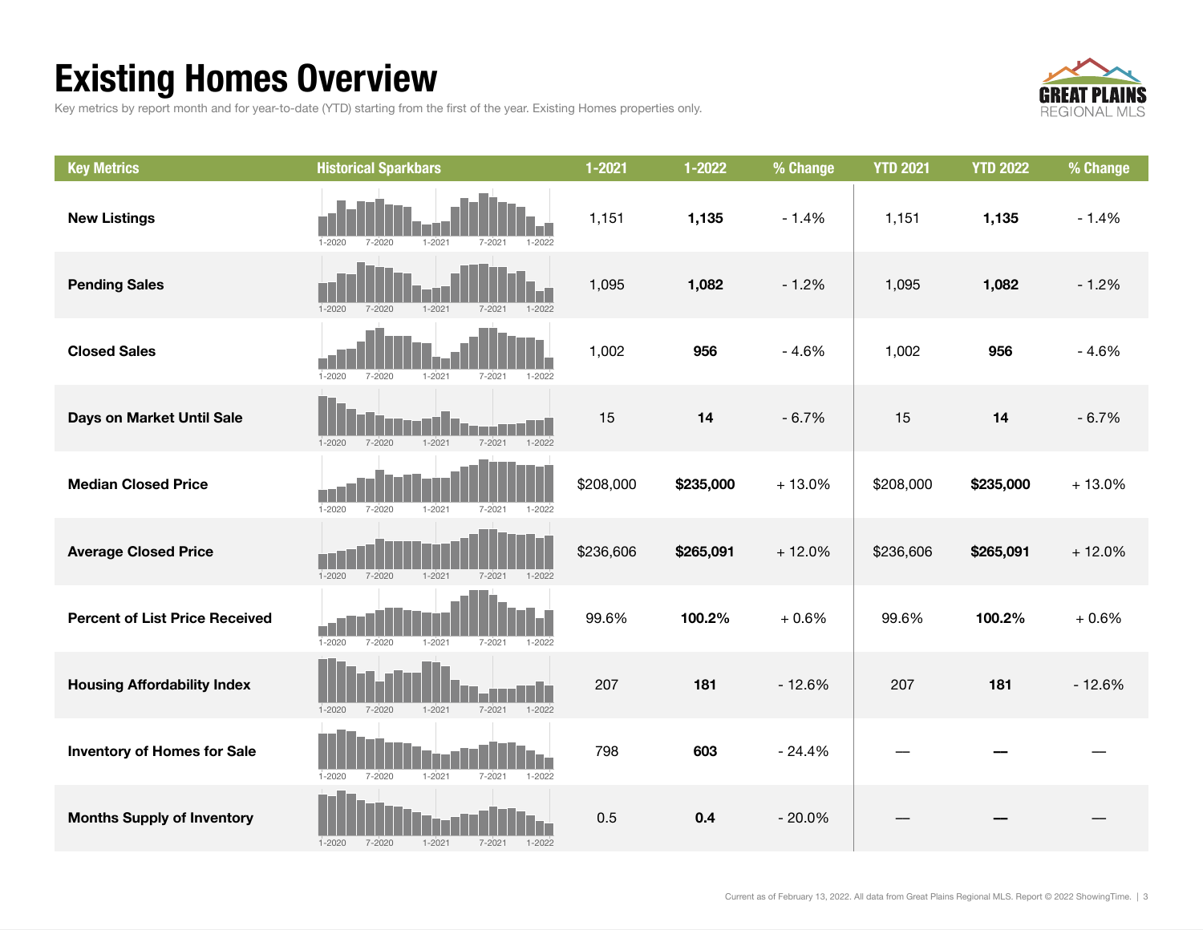# Existing Homes Overview

Key metrics by report month and for year-to-date (YTD) starting from the first of the year. Existing Homes properties only.

| Key Metrics | Historical Sparkbars | 1-2021 | 1-2022 | % Change | YTD 2021 | YTD 2022 | % Change |
|---|---|---|---|---|---|---|---|
| New Listings | 1-2020 7-2020 1-2021 7-2021 1-2022 | 1,151 | **1,135** | - 1.4% | 1,151 | **1,135** | - 1.4% |
| Pending Sales | 1-2020 7-2020 1-2021 7-2021 1-2022 | 1,095 | **1,082** | - 1.2% | 1,095 | **1,082** | - 1.2% |
| Closed Sales | 1-2020 7-2020 1-2021 7-2021 1-2022 | 1,002 | **956** | - 4.6% | 1,002 | **956** | - 4.6% |
| Days on Market Until Sale | 1-2020 7-2020 1-2021 7-2021 1-2022 | 15 | **14** | - 6.7% | 15 | **14** | - 6.7% |
| Median Closed Price | 1-2020 7-2020 1-2021 7-2021 1-2022 | $208,000 | **$235,000** | + 13.0% | $208,000 | **$235,000** | + 13.0% |
| Average Closed Price | 1-2020 7-2020 1-2021 7-2021 1-2022 | $236,606 | **$265,091** | + 12.0% | $236,606 | **$265,091** | + 12.0% |
| Percent of List Price Received | 1-2020 7-2020 1-2021 7-2021 1-2022 | 99.6% | **100.2%** | + 0.6% | 99.6% | **100.2%** | + 0.6% |
| Housing Affordability Index | 1-2020 7-2020 1-2021 7-2021 1-2022 | 207 | **181** | - 12.6% | 207 | **181** | - 12.6% |
| Inventory of Homes for Sale | 1-2020 7-2020 1-2021 7-2021 1-2022 | 798 | **603** | - 24.4% | — | **—** | — |
| Months Supply of Inventory | 1-2020 7-2020 1-2021 7-2021 1-2022 | 0.5 | **0.4** | - 20.0% | — | **—** | — |

Current as of February 13, 2022. All data from Great Plains Regional MLS. Report © 2022 ShowingTime.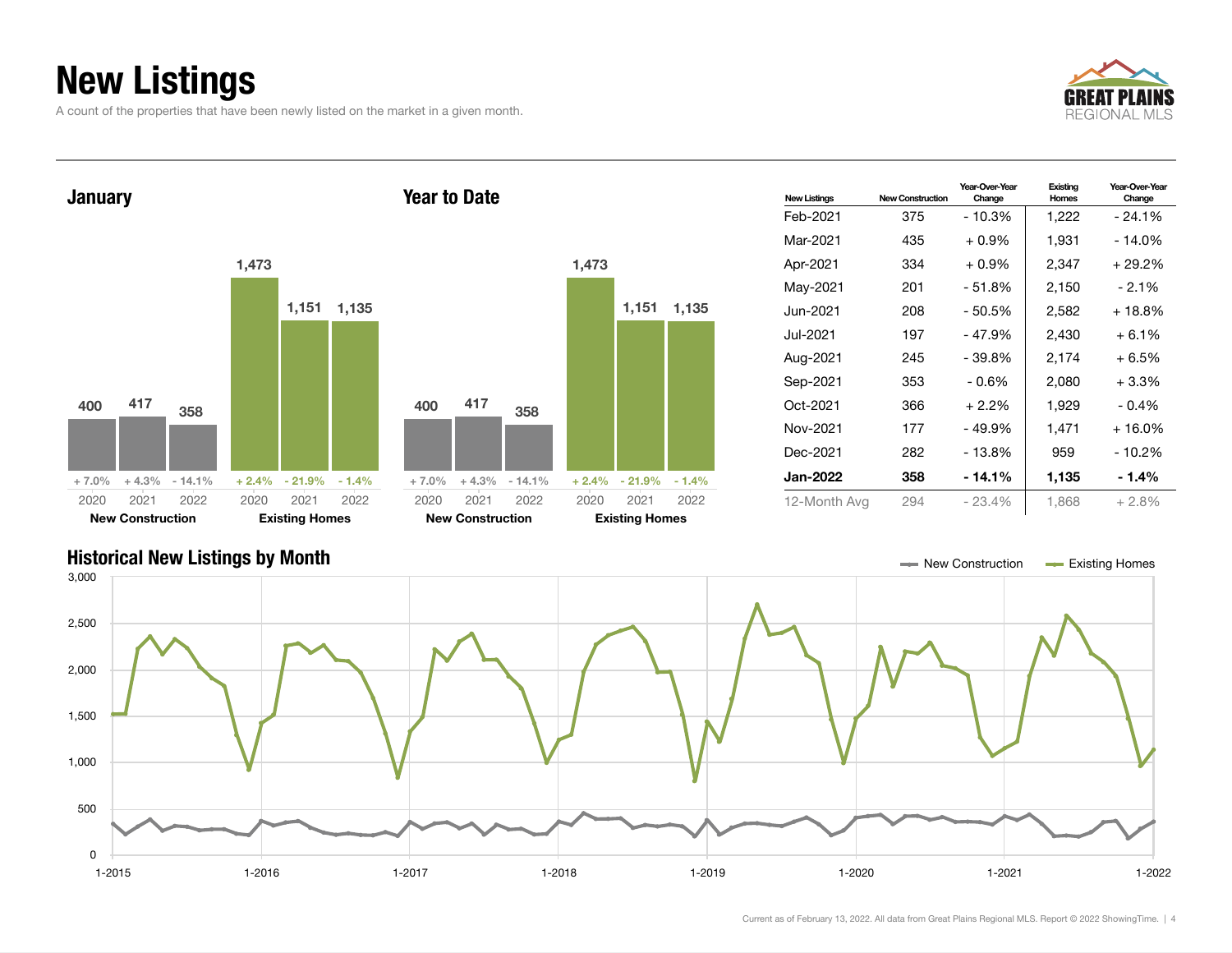# New Listings

A count of the properties that have been newly listed on the market in a given month.

## January

| | 2020 | 2021 | 2022 |
|---|---|---|---|
| New Construction | 400 | 417 | 358 |
| Change | + 7.0% | + 4.3% | - 14.1% |
| Existing Homes | 1,473 | 1,151 | 1,135 |
| Change | + 2.4% | - 21.9% | - 1.4% |

## Year to Date

| | 2020 | 2021 | 2022 |
|---|---|---|---|
| New Construction | 400 | 417 | 358 |
| Change | + 7.0% | + 4.3% | - 14.1% |
| Existing Homes | 1,473 | 1,151 | 1,135 |
| Change | + 2.4% | - 21.9% | - 1.4% |

| New Listings | New Construction | Year-Over-Year Change | Existing Homes | Year-Over-Year Change |
|---|---|---|---|---|
| Feb-2021 | 375 | - 10.3% | 1,222 | - 24.1% |
| Mar-2021 | 435 | + 0.9% | 1,931 | - 14.0% |
| Apr-2021 | 334 | + 0.9% | 2,347 | + 29.2% |
| May-2021 | 201 | - 51.8% | 2,150 | - 2.1% |
| Jun-2021 | 208 | - 50.5% | 2,582 | + 18.8% |
| Jul-2021 | 197 | - 47.9% | 2,430 | + 6.1% |
| Aug-2021 | 245 | - 39.8% | 2,174 | + 6.5% |
| Sep-2021 | 353 | - 0.6% | 2,080 | + 3.3% |
| Oct-2021 | 366 | + 2.2% | 1,929 | - 0.4% |
| Nov-2021 | 177 | - 49.9% | 1,471 | + 16.0% |
| Dec-2021 | 282 | - 13.8% | 959 | - 10.2% |
| **Jan-2022** | **358** | **- 14.1%** | **1,135** | **- 1.4%** |
| 12-Month Avg | 294 | - 23.4% | 1,868 | + 2.8% |

## Historical New Listings by Month

Current as of February 13, 2022. All data from Great Plains Regional MLS. Report © 2022 ShowingTime.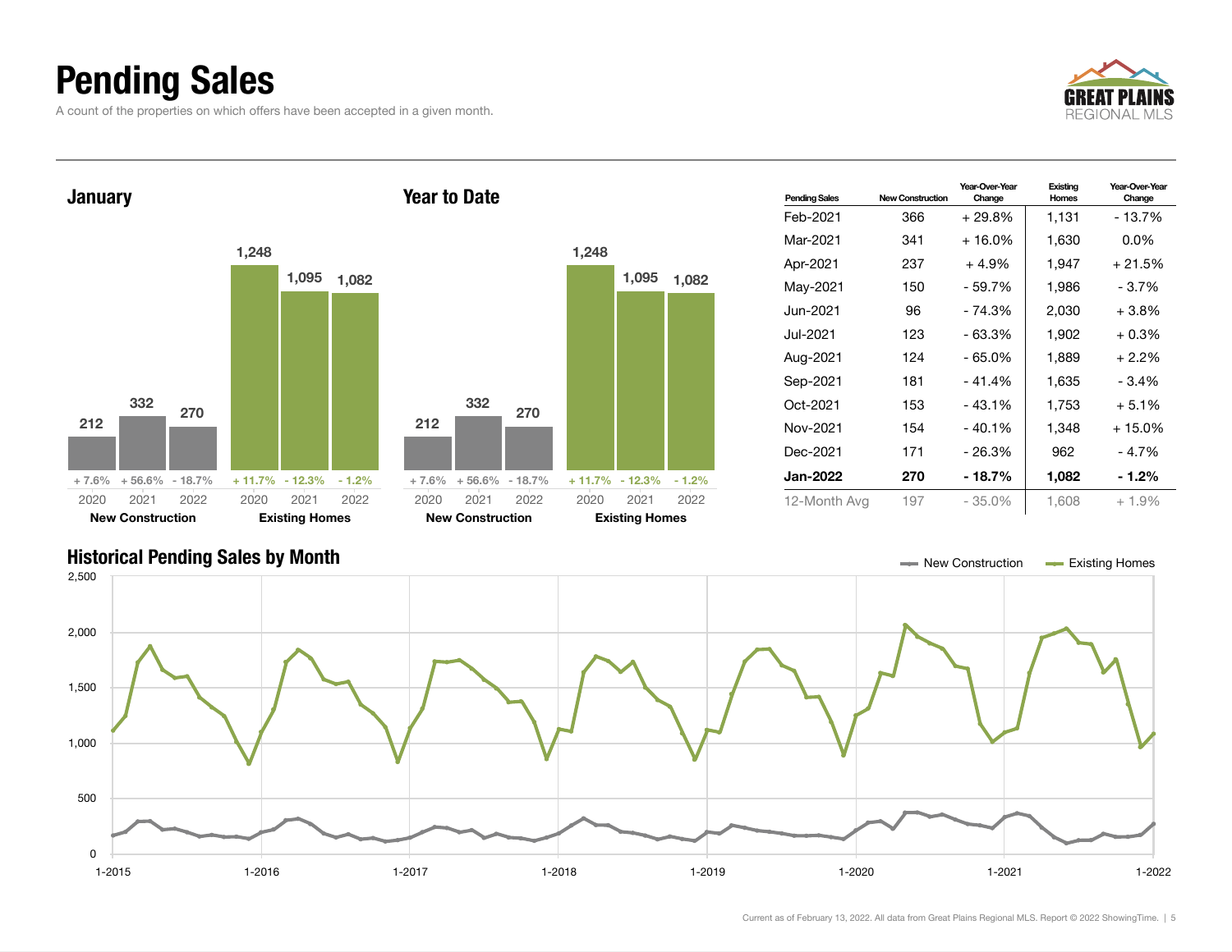# Pending Sales

A count of the properties on which offers have been accepted in a given month.

## January

| | 2020 | 2021 | 2022 |
|---|---|---|---|
| New Construction | 212 | 332 | 270 |
| Year-Over-Year Change | + 7.6% | + 56.6% | - 18.7% |
| Existing Homes | 1,248 | 1,095 | 1,082 |
| Year-Over-Year Change | + 11.7% | - 12.3% | - 1.2% |

## Year to Date

| | 2020 | 2021 | 2022 |
|---|---|---|---|
| New Construction | 212 | 332 | 270 |
| Year-Over-Year Change | + 7.6% | + 56.6% | - 18.7% |
| Existing Homes | 1,248 | 1,095 | 1,082 |
| Year-Over-Year Change | + 11.7% | - 12.3% | - 1.2% |

| Pending Sales | New Construction | Year-Over-Year Change | Existing Homes | Year-Over-Year Change |
|---|---|---|---|---|
| Feb-2021 | 366 | + 29.8% | 1,131 | - 13.7% |
| Mar-2021 | 341 | + 16.0% | 1,630 | 0.0% |
| Apr-2021 | 237 | + 4.9% | 1,947 | + 21.5% |
| May-2021 | 150 | - 59.7% | 1,986 | - 3.7% |
| Jun-2021 | 96 | - 74.3% | 2,030 | + 3.8% |
| Jul-2021 | 123 | - 63.3% | 1,902 | + 0.3% |
| Aug-2021 | 124 | - 65.0% | 1,889 | + 2.2% |
| Sep-2021 | 181 | - 41.4% | 1,635 | - 3.4% |
| Oct-2021 | 153 | - 43.1% | 1,753 | + 5.1% |
| Nov-2021 | 154 | - 40.1% | 1,348 | + 15.0% |
| Dec-2021 | 171 | - 26.3% | 962 | - 4.7% |
| **Jan-2022** | **270** | **- 18.7%** | **1,082** | **- 1.2%** |
| 12-Month Avg | 197 | - 35.0% | 1,608 | + 1.9% |

## Historical Pending Sales by Month

New Construction — Existing Homes

Current as of February 13, 2022. All data from Great Plains Regional MLS. Report © 2022 ShowingTime.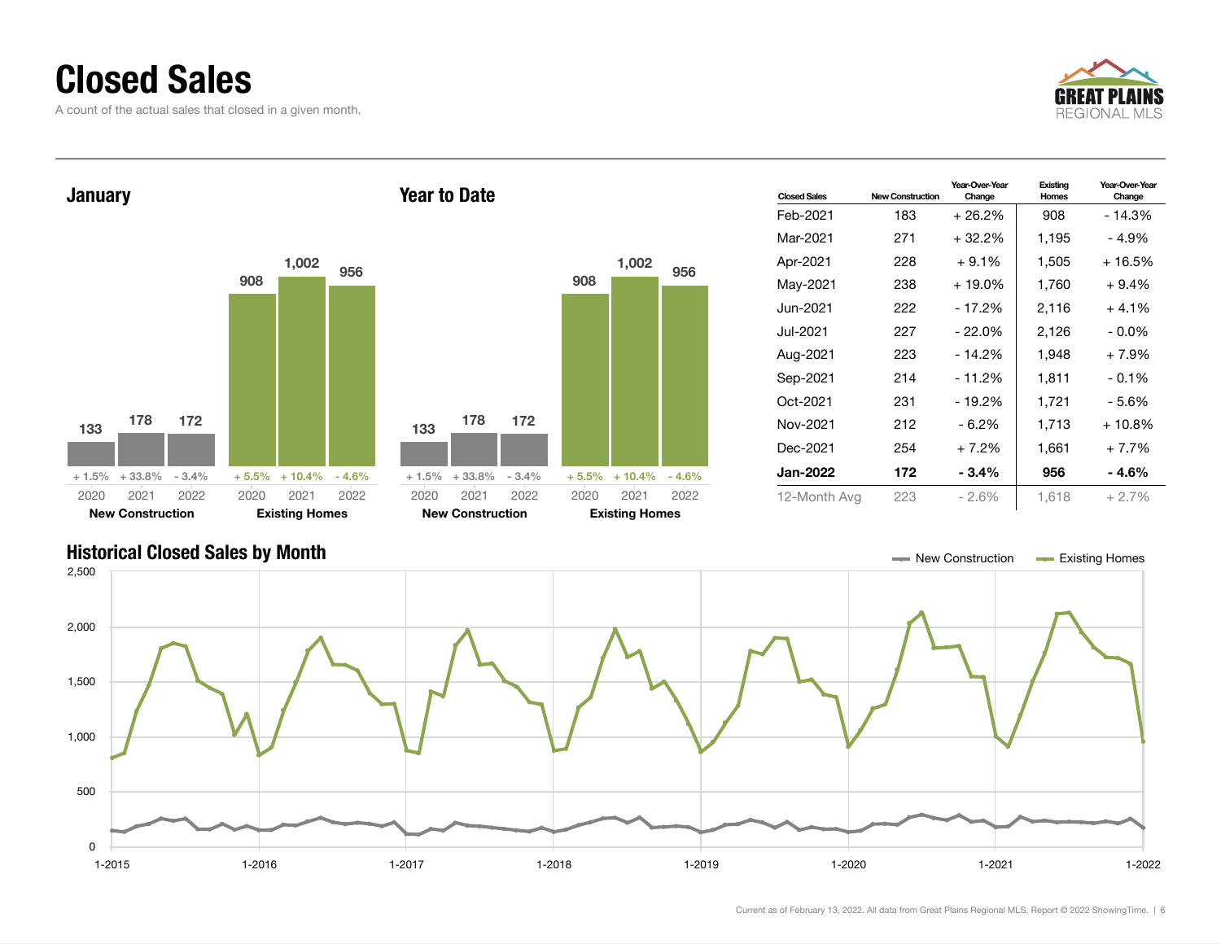# Closed Sales

A count of the actual sales that closed in a given month.

## January

| | 2020 | 2021 | 2022 |
|---|---|---|---|
| New Construction | 133 | 178 | 172 |
| Change | + 1.5% | + 33.8% | - 3.4% |
| Existing Homes | 908 | 1,002 | 956 |
| Change | + 5.5% | + 10.4% | - 4.6% |

## Year to Date

| | 2020 | 2021 | 2022 |
|---|---|---|---|
| New Construction | 133 | 178 | 172 |
| Change | + 1.5% | + 33.8% | - 3.4% |
| Existing Homes | 908 | 1,002 | 956 |
| Change | + 5.5% | + 10.4% | - 4.6% |

| Closed Sales | New Construction | Year-Over-Year Change | Existing Homes | Year-Over-Year Change |
|---|---|---|---|---|
| Feb-2021 | 183 | + 26.2% | 908 | - 14.3% |
| Mar-2021 | 271 | + 32.2% | 1,195 | - 4.9% |
| Apr-2021 | 228 | + 9.1% | 1,505 | + 16.5% |
| May-2021 | 238 | + 19.0% | 1,760 | + 9.4% |
| Jun-2021 | 222 | - 17.2% | 2,116 | + 4.1% |
| Jul-2021 | 227 | - 22.0% | 2,126 | - 0.0% |
| Aug-2021 | 223 | - 14.2% | 1,948 | + 7.9% |
| Sep-2021 | 214 | - 11.2% | 1,811 | - 0.1% |
| Oct-2021 | 231 | - 19.2% | 1,721 | - 5.6% |
| Nov-2021 | 212 | - 6.2% | 1,713 | + 10.8% |
| Dec-2021 | 254 | + 7.2% | 1,661 | + 7.7% |
| **Jan-2022** | **172** | **- 3.4%** | **956** | **- 4.6%** |
| 12-Month Avg | 223 | - 2.6% | 1,618 | + 2.7% |

## Historical Closed Sales by Month

Current as of February 13, 2022. All data from Great Plains Regional MLS. Report © 2022 ShowingTime.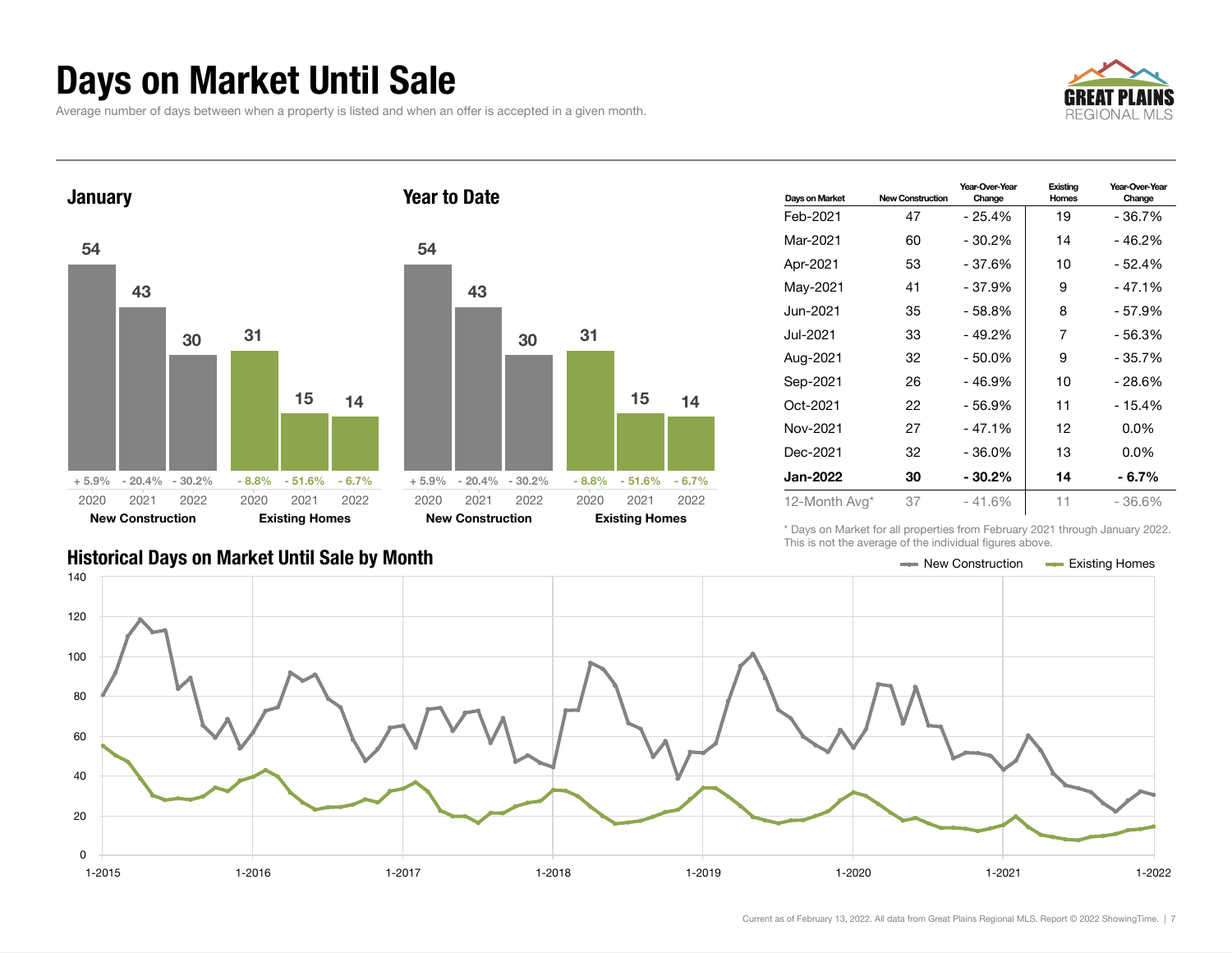# Days on Market Until Sale

Average number of days between when a property is listed and when an offer is accepted in a given month.

GREAT PLAINS REGIONAL MLS

## January

| | 2020 | 2021 | 2022 |
|---|---|---|---|
| New Construction | 54 | 43 | 30 |
| Change | + 5.9% | - 20.4% | - 30.2% |
| Existing Homes | 31 | 15 | 14 |
| Change | - 8.8% | - 51.6% | - 6.7% |

## Year to Date

| | 2020 | 2021 | 2022 |
|---|---|---|---|
| New Construction | 54 | 43 | 30 |
| Change | + 5.9% | - 20.4% | - 30.2% |
| Existing Homes | 31 | 15 | 14 |
| Change | - 8.8% | - 51.6% | - 6.7% |

| Days on Market | New Construction | Year-Over-Year Change | Existing Homes | Year-Over-Year Change |
|---|---|---|---|---|
| Feb-2021 | 47 | - 25.4% | 19 | - 36.7% |
| Mar-2021 | 60 | - 30.2% | 14 | - 46.2% |
| Apr-2021 | 53 | - 37.6% | 10 | - 52.4% |
| May-2021 | 41 | - 37.9% | 9 | - 47.1% |
| Jun-2021 | 35 | - 58.8% | 8 | - 57.9% |
| Jul-2021 | 33 | - 49.2% | 7 | - 56.3% |
| Aug-2021 | 32 | - 50.0% | 9 | - 35.7% |
| Sep-2021 | 26 | - 46.9% | 10 | - 28.6% |
| Oct-2021 | 22 | - 56.9% | 11 | - 15.4% |
| Nov-2021 | 27 | - 47.1% | 12 | 0.0% |
| Dec-2021 | 32 | - 36.0% | 13 | 0.0% |
| **Jan-2022** | **30** | **- 30.2%** | **14** | **- 6.7%** |
| 12-Month Avg* | 37 | - 41.6% | 11 | - 36.6% |

\* Days on Market for all properties from February 2021 through January 2022. This is not the average of the individual figures above.

## Historical Days on Market Until Sale by Month

New Construction / Existing Homes

Current as of February 13, 2022. All data from Great Plains Regional MLS. Report © 2022 ShowingTime.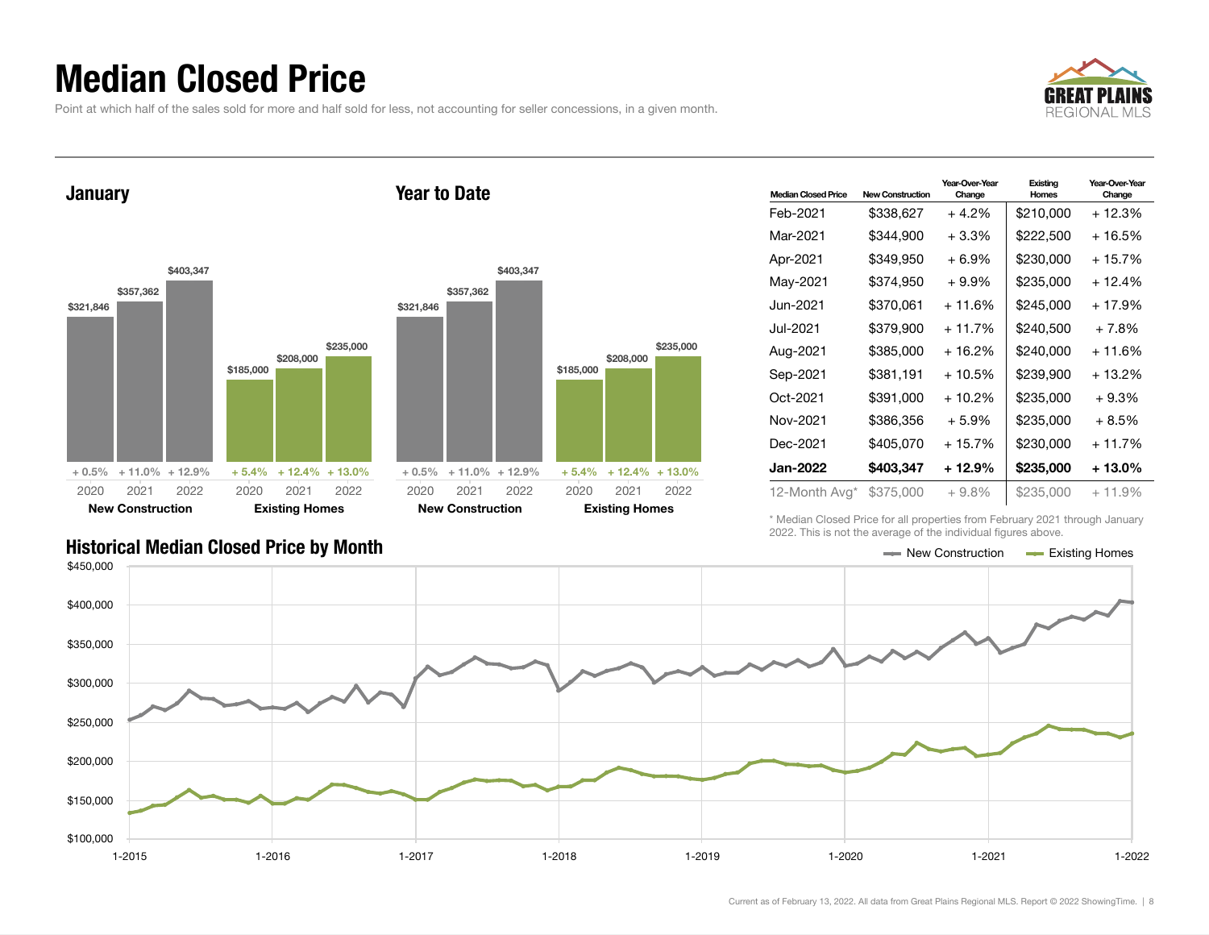# Median Closed Price

Point at which half of the sales sold for more and half sold for less, not accounting for seller concessions, in a given month.

## January

| | 2020 | 2021 | 2022 |
|---|---|---|---|
| New Construction | $321,846 | $357,362 | $403,347 |
| Change | + 0.5% | + 11.0% | + 12.9% |
| Existing Homes | $185,000 | $208,000 | $235,000 |
| Change | + 5.4% | + 12.4% | + 13.0% |

## Year to Date

| | 2020 | 2021 | 2022 |
|---|---|---|---|
| New Construction | $321,846 | $357,362 | $403,347 |
| Change | + 0.5% | + 11.0% | + 12.9% |
| Existing Homes | $185,000 | $208,000 | $235,000 |
| Change | + 5.4% | + 12.4% | + 13.0% |

| Median Closed Price | New Construction | Year-Over-Year Change | Existing Homes | Year-Over-Year Change |
|---|---|---|---|---|
| Feb-2021 | $338,627 | + 4.2% | $210,000 | + 12.3% |
| Mar-2021 | $344,900 | + 3.3% | $222,500 | + 16.5% |
| Apr-2021 | $349,950 | + 6.9% | $230,000 | + 15.7% |
| May-2021 | $374,950 | + 9.9% | $235,000 | + 12.4% |
| Jun-2021 | $370,061 | + 11.6% | $245,000 | + 17.9% |
| Jul-2021 | $379,900 | + 11.7% | $240,500 | + 7.8% |
| Aug-2021 | $385,000 | + 16.2% | $240,000 | + 11.6% |
| Sep-2021 | $381,191 | + 10.5% | $239,900 | + 13.2% |
| Oct-2021 | $391,000 | + 10.2% | $235,000 | + 9.3% |
| Nov-2021 | $386,356 | + 5.9% | $235,000 | + 8.5% |
| Dec-2021 | $405,070 | + 15.7% | $230,000 | + 11.7% |
| **Jan-2022** | **$403,347** | **+ 12.9%** | **$235,000** | **+ 13.0%** |
| 12-Month Avg* | $375,000 | + 9.8% | $235,000 | + 11.9% |

* Median Closed Price for all properties from February 2021 through January 2022. This is not the average of the individual figures above.

## Historical Median Closed Price by Month

New Construction — Existing Homes

$450,000 · $400,000 · $350,000 · $300,000 · $250,000 · $200,000 · $150,000 · $100,000

1-2015 · 1-2016 · 1-2017 · 1-2018 · 1-2019 · 1-2020 · 1-2021 · 1-2022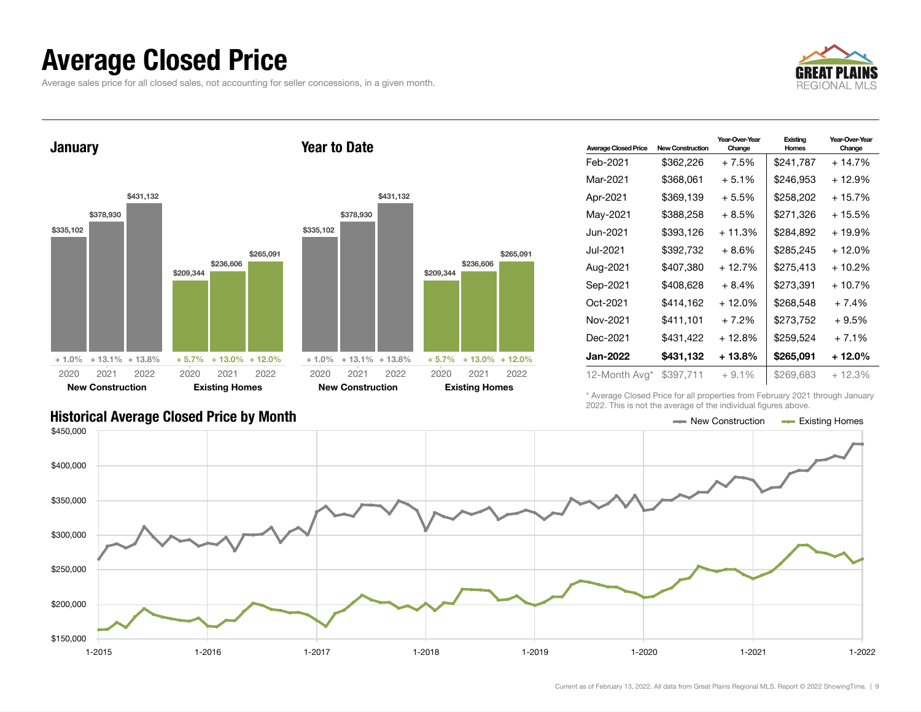# Average Closed Price

Average sales price for all closed sales, not accounting for seller concessions, in a given month.

## January

| | 2020 | 2021 | 2022 |
|---|---|---|---|
| New Construction | $335,102 | $378,930 | $431,132 |
| Change | + 1.0% | + 13.1% | + 13.8% |
| Existing Homes | $209,344 | $236,606 | $265,091 |
| Change | + 5.7% | + 13.0% | + 12.0% |

## Year to Date

| | 2020 | 2021 | 2022 |
|---|---|---|---|
| New Construction | $335,102 | $378,930 | $431,132 |
| Change | + 1.0% | + 13.1% | + 13.8% |
| Existing Homes | $209,344 | $236,606 | $265,091 |
| Change | + 5.7% | + 13.0% | + 12.0% |

| Average Closed Price | New Construction | Year-Over-Year Change | Existing Homes | Year-Over-Year Change |
|---|---|---|---|---|
| Feb-2021 | $362,226 | + 7.5% | $241,787 | + 14.7% |
| Mar-2021 | $368,061 | + 5.1% | $246,953 | + 12.9% |
| Apr-2021 | $369,139 | + 5.5% | $258,202 | + 15.7% |
| May-2021 | $388,258 | + 8.5% | $271,326 | + 15.5% |
| Jun-2021 | $393,126 | + 11.3% | $284,892 | + 19.9% |
| Jul-2021 | $392,732 | + 8.6% | $285,245 | + 12.0% |
| Aug-2021 | $407,380 | + 12.7% | $275,413 | + 10.2% |
| Sep-2021 | $408,628 | + 8.4% | $273,391 | + 10.7% |
| Oct-2021 | $414,162 | + 12.0% | $268,548 | + 7.4% |
| Nov-2021 | $411,101 | + 7.2% | $273,752 | + 9.5% |
| Dec-2021 | $431,422 | + 12.8% | $259,524 | + 7.1% |
| **Jan-2022** | **$431,132** | **+ 13.8%** | **$265,091** | **+ 12.0%** |
| 12-Month Avg* | $397,711 | + 9.1% | $269,683 | + 12.3% |

\* Average Closed Price for all properties from February 2021 through January 2022. This is not the average of the individual figures above.

## Historical Average Closed Price by Month

New Construction — Existing Homes

Current as of February 13, 2022. All data from Great Plains Regional MLS. Report © 2022 ShowingTime.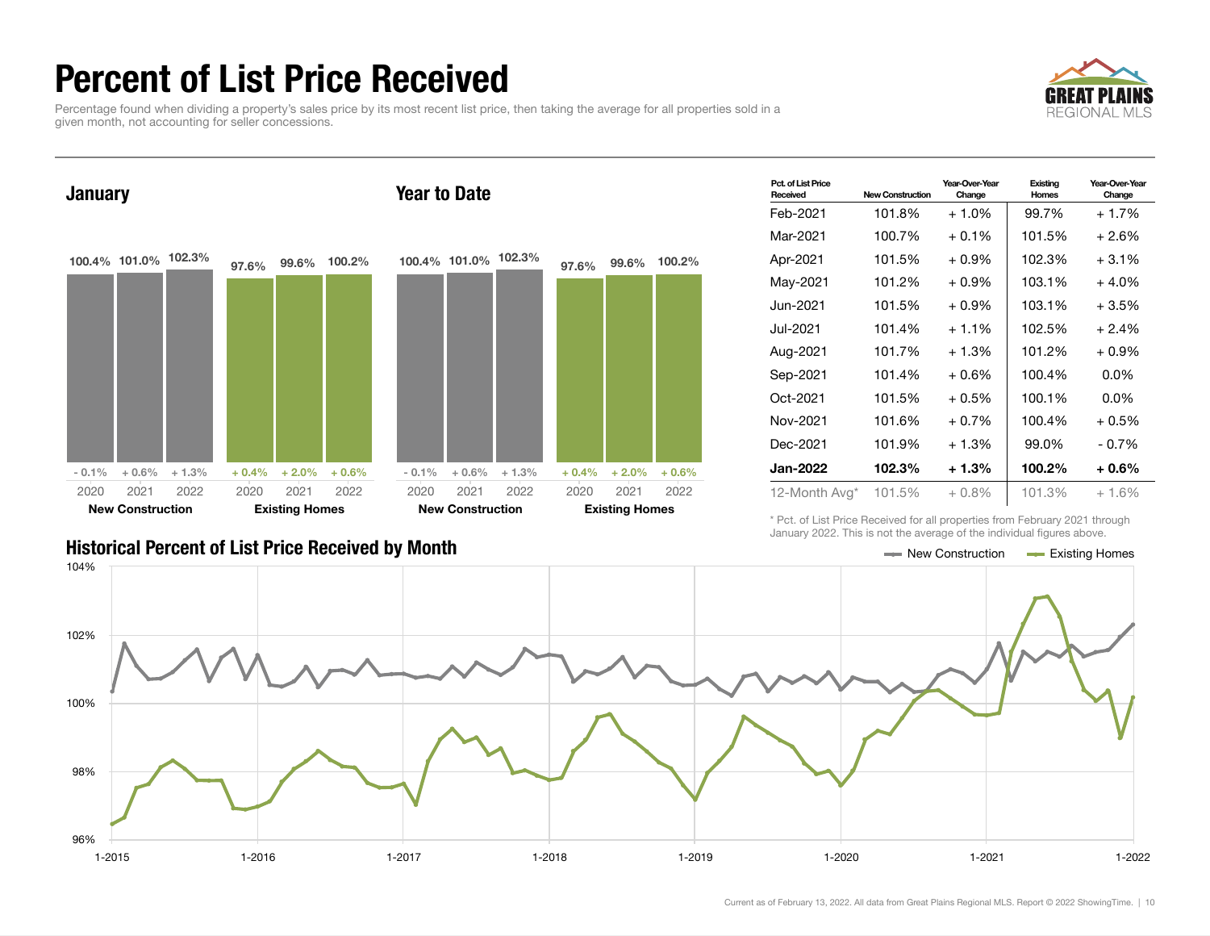# Percent of List Price Received

Percentage found when dividing a property's sales price by its most recent list price, then taking the average for all properties sold in a given month, not accounting for seller concessions.

## January

| | 2020 | 2021 | 2022 |
|---|---|---|---|
| New Construction | 100.4% (- 0.1%) | 101.0% (+ 0.6%) | 102.3% (+ 1.3%) |
| Existing Homes | 97.6% (+ 0.4%) | 99.6% (+ 2.0%) | 100.2% (+ 0.6%) |

## Year to Date

| | 2020 | 2021 | 2022 |
|---|---|---|---|
| New Construction | 100.4% (- 0.1%) | 101.0% (+ 0.6%) | 102.3% (+ 1.3%) |
| Existing Homes | 97.6% (+ 0.4%) | 99.6% (+ 2.0%) | 100.2% (+ 0.6%) |

| Pct. of List Price Received | New Construction | Year-Over-Year Change | Existing Homes | Year-Over-Year Change |
|---|---|---|---|---|
| Feb-2021 | 101.8% | + 1.0% | 99.7% | + 1.7% |
| Mar-2021 | 100.7% | + 0.1% | 101.5% | + 2.6% |
| Apr-2021 | 101.5% | + 0.9% | 102.3% | + 3.1% |
| May-2021 | 101.2% | + 0.9% | 103.1% | + 4.0% |
| Jun-2021 | 101.5% | + 0.9% | 103.1% | + 3.5% |
| Jul-2021 | 101.4% | + 1.1% | 102.5% | + 2.4% |
| Aug-2021 | 101.7% | + 1.3% | 101.2% | + 0.9% |
| Sep-2021 | 101.4% | + 0.6% | 100.4% | 0.0% |
| Oct-2021 | 101.5% | + 0.5% | 100.1% | 0.0% |
| Nov-2021 | 101.6% | + 0.7% | 100.4% | + 0.5% |
| Dec-2021 | 101.9% | + 1.3% | 99.0% | - 0.7% |
| **Jan-2022** | **102.3%** | **+ 1.3%** | **100.2%** | **+ 0.6%** |
| 12-Month Avg* | 101.5% | + 0.8% | 101.3% | + 1.6% |

\* Pct. of List Price Received for all properties from February 2021 through January 2022. This is not the average of the individual figures above.

## Historical Percent of List Price Received by Month

New Construction — Existing Homes

104% | 102% | 100% | 98% | 96%

1-2015 | 1-2016 | 1-2017 | 1-2018 | 1-2019 | 1-2020 | 1-2021 | 1-2022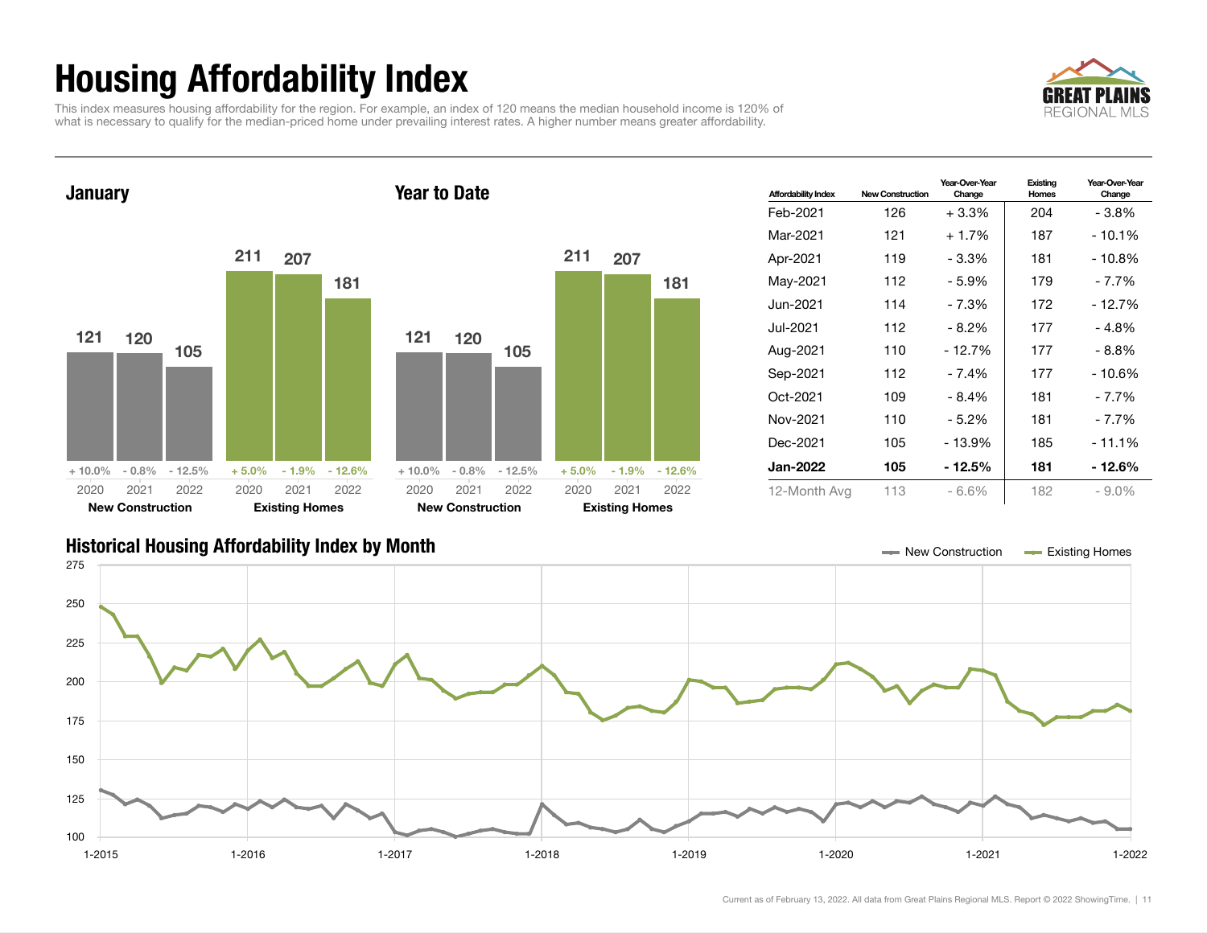# Housing Affordability Index

This index measures housing affordability for the region. For example, an index of 120 means the median household income is 120% of what is necessary to qualify for the median-priced home under prevailing interest rates. A higher number means greater affordability.

GREAT PLAINS REGIONAL MLS

## January

| | 2020 | 2021 | 2022 |
|---|---|---|---|
| New Construction | 121 (+ 10.0%) | 120 (- 0.8%) | 105 (- 12.5%) |
| Existing Homes | 211 (+ 5.0%) | 207 (- 1.9%) | 181 (- 12.6%) |

## Year to Date

| | 2020 | 2021 | 2022 |
|---|---|---|---|
| New Construction | 121 (+ 10.0%) | 120 (- 0.8%) | 105 (- 12.5%) |
| Existing Homes | 211 (+ 5.0%) | 207 (- 1.9%) | 181 (- 12.6%) |

| Affordability Index | New Construction | Year-Over-Year Change | Existing Homes | Year-Over-Year Change |
|---|---|---|---|---|
| Feb-2021 | 126 | + 3.3% | 204 | - 3.8% |
| Mar-2021 | 121 | + 1.7% | 187 | - 10.1% |
| Apr-2021 | 119 | - 3.3% | 181 | - 10.8% |
| May-2021 | 112 | - 5.9% | 179 | - 7.7% |
| Jun-2021 | 114 | - 7.3% | 172 | - 12.7% |
| Jul-2021 | 112 | - 8.2% | 177 | - 4.8% |
| Aug-2021 | 110 | - 12.7% | 177 | - 8.8% |
| Sep-2021 | 112 | - 7.4% | 177 | - 10.6% |
| Oct-2021 | 109 | - 8.4% | 181 | - 7.7% |
| Nov-2021 | 110 | - 5.2% | 181 | - 7.7% |
| Dec-2021 | 105 | - 13.9% | 185 | - 11.1% |
| **Jan-2022** | **105** | **- 12.5%** | **181** | **- 12.6%** |
| 12-Month Avg | 113 | - 6.6% | 182 | - 9.0% |

## Historical Housing Affordability Index by Month

New Construction — Existing Homes

Current as of February 13, 2022. All data from Great Plains Regional MLS. Report © 2022 ShowingTime.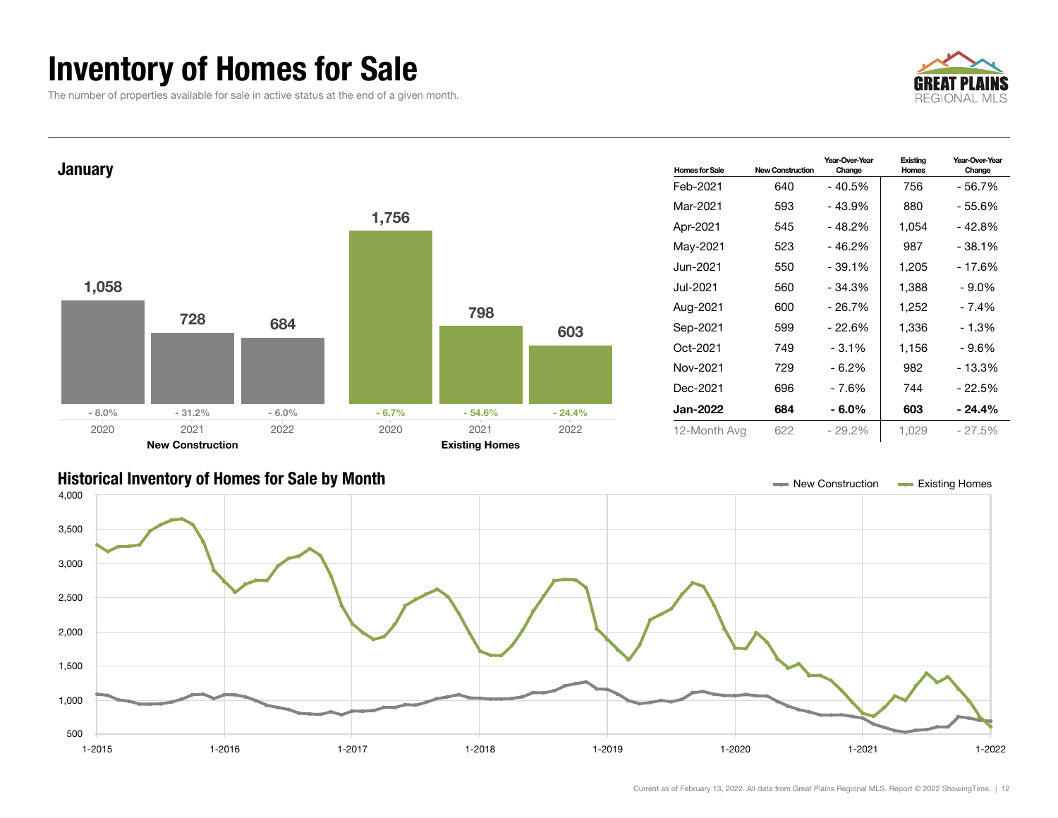# Inventory of Homes for Sale

The number of properties available for sale in active status at the end of a given month.

GREAT PLAINS REGIONAL MLS

## January

| | 2020 | 2021 | 2022 |
|---|---|---|---|
| New Construction | 1,058 | 728 | 684 |
| Change | - 8.0% | - 31.2% | - 6.0% |
| Existing Homes | 1,756 | 798 | 603 |
| Change | - 6.7% | - 54.6% | - 24.4% |

| Homes for Sale | New Construction | Year-Over-Year Change | Existing Homes | Year-Over-Year Change |
|---|---|---|---|---|
| Feb-2021 | 640 | - 40.5% | 756 | - 56.7% |
| Mar-2021 | 593 | - 43.9% | 880 | - 55.6% |
| Apr-2021 | 545 | - 48.2% | 1,054 | - 42.8% |
| May-2021 | 523 | - 46.2% | 987 | - 38.1% |
| Jun-2021 | 550 | - 39.1% | 1,205 | - 17.6% |
| Jul-2021 | 560 | - 34.3% | 1,388 | - 9.0% |
| Aug-2021 | 600 | - 26.7% | 1,252 | - 7.4% |
| Sep-2021 | 599 | - 22.6% | 1,336 | - 1.3% |
| Oct-2021 | 749 | - 3.1% | 1,156 | - 9.6% |
| Nov-2021 | 729 | - 6.2% | 982 | - 13.3% |
| Dec-2021 | 696 | - 7.6% | 744 | - 22.5% |
| **Jan-2022** | **684** | **- 6.0%** | **603** | **- 24.4%** |
| 12-Month Avg | 622 | - 29.2% | 1,029 | - 27.5% |

## Historical Inventory of Homes for Sale by Month

New Construction | Existing Homes

Current as of February 13, 2022. All data from Great Plains Regional MLS. Report © 2022 ShowingTime.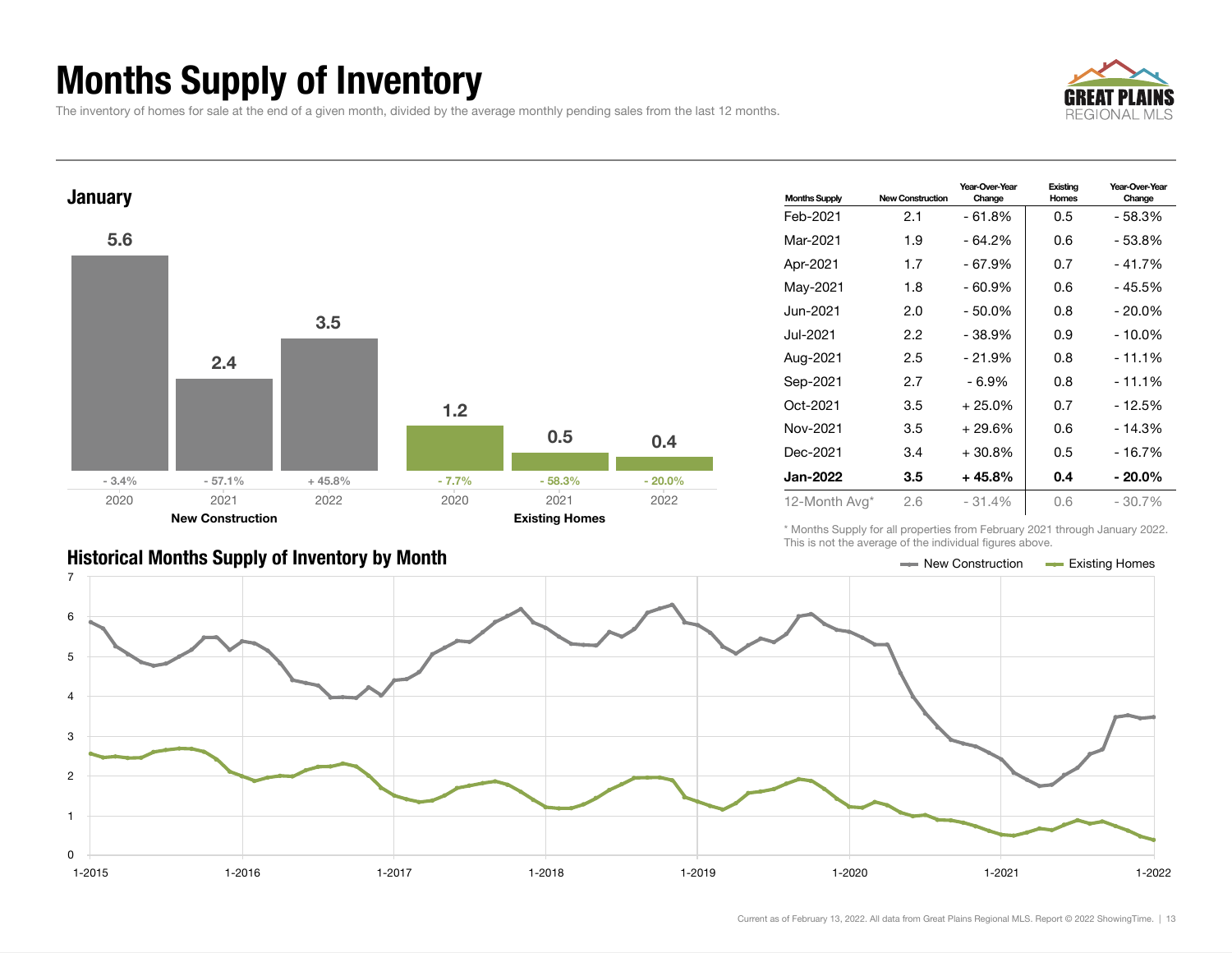# Months Supply of Inventory

The inventory of homes for sale at the end of a given month, divided by the average monthly pending sales from the last 12 months.

## January

| | 2020 | 2021 | 2022 |
|---|---|---|---|
| New Construction | 5.6 (- 3.4%) | 2.4 (- 57.1%) | 3.5 (+ 45.8%) |
| Existing Homes | 1.2 (- 7.7%) | 0.5 (- 58.3%) | 0.4 (- 20.0%) |

| Months Supply | New Construction | Year-Over-Year Change | Existing Homes | Year-Over-Year Change |
|---|---|---|---|---|
| Feb-2021 | 2.1 | - 61.8% | 0.5 | - 58.3% |
| Mar-2021 | 1.9 | - 64.2% | 0.6 | - 53.8% |
| Apr-2021 | 1.7 | - 67.9% | 0.7 | - 41.7% |
| May-2021 | 1.8 | - 60.9% | 0.6 | - 45.5% |
| Jun-2021 | 2.0 | - 50.0% | 0.8 | - 20.0% |
| Jul-2021 | 2.2 | - 38.9% | 0.9 | - 10.0% |
| Aug-2021 | 2.5 | - 21.9% | 0.8 | - 11.1% |
| Sep-2021 | 2.7 | - 6.9% | 0.8 | - 11.1% |
| Oct-2021 | 3.5 | + 25.0% | 0.7 | - 12.5% |
| Nov-2021 | 3.5 | + 29.6% | 0.6 | - 14.3% |
| Dec-2021 | 3.4 | + 30.8% | 0.5 | - 16.7% |
| **Jan-2022** | **3.5** | **+ 45.8%** | **0.4** | **- 20.0%** |
| 12-Month Avg* | 2.6 | - 31.4% | 0.6 | - 30.7% |

\* Months Supply for all properties from February 2021 through January 2022. This is not the average of the individual figures above.

## Historical Months Supply of Inventory by Month

Current as of February 13, 2022. All data from Great Plains Regional MLS. Report © 2022 ShowingTime.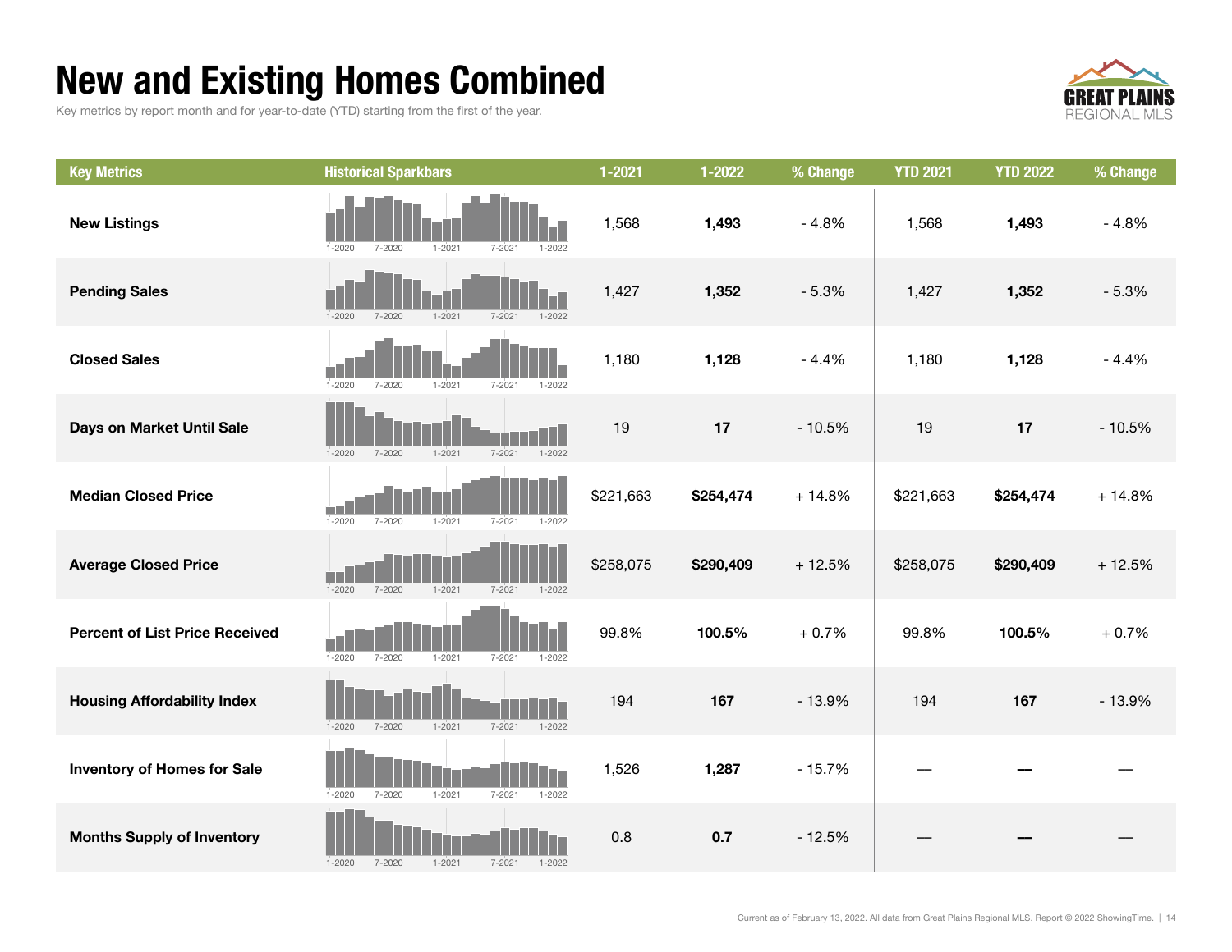# New and Existing Homes Combined

Key metrics by report month and for year-to-date (YTD) starting from the first of the year.

| Key Metrics | Historical Sparkbars | 1-2021 | 1-2022 | % Change | YTD 2021 | YTD 2022 | % Change |
|---|---|---|---|---|---|---|---|
| New Listings | 1-2020 7-2020 1-2021 7-2021 1-2022 | 1,568 | **1,493** | - 4.8% | 1,568 | **1,493** | - 4.8% |
| Pending Sales | 1-2020 7-2020 1-2021 7-2021 1-2022 | 1,427 | **1,352** | - 5.3% | 1,427 | **1,352** | - 5.3% |
| Closed Sales | 1-2020 7-2020 1-2021 7-2021 1-2022 | 1,180 | **1,128** | - 4.4% | 1,180 | **1,128** | - 4.4% |
| Days on Market Until Sale | 1-2020 7-2020 1-2021 7-2021 1-2022 | 19 | **17** | - 10.5% | 19 | **17** | - 10.5% |
| Median Closed Price | 1-2020 7-2020 1-2021 7-2021 1-2022 | $221,663 | **$254,474** | + 14.8% | $221,663 | **$254,474** | + 14.8% |
| Average Closed Price | 1-2020 7-2020 1-2021 7-2021 1-2022 | $258,075 | **$290,409** | + 12.5% | $258,075 | **$290,409** | + 12.5% |
| Percent of List Price Received | 1-2020 7-2020 1-2021 7-2021 1-2022 | 99.8% | **100.5%** | + 0.7% | 99.8% | **100.5%** | + 0.7% |
| Housing Affordability Index | 1-2020 7-2020 1-2021 7-2021 1-2022 | 194 | **167** | - 13.9% | 194 | **167** | - 13.9% |
| Inventory of Homes for Sale | 1-2020 7-2020 1-2021 7-2021 1-2022 | 1,526 | **1,287** | - 15.7% | — | **—** | — |
| Months Supply of Inventory | 1-2020 7-2020 1-2021 7-2021 1-2022 | 0.8 | **0.7** | - 12.5% | — | **—** | — |

Current as of February 13, 2022. All data from Great Plains Regional MLS. Report © 2022 ShowingTime.